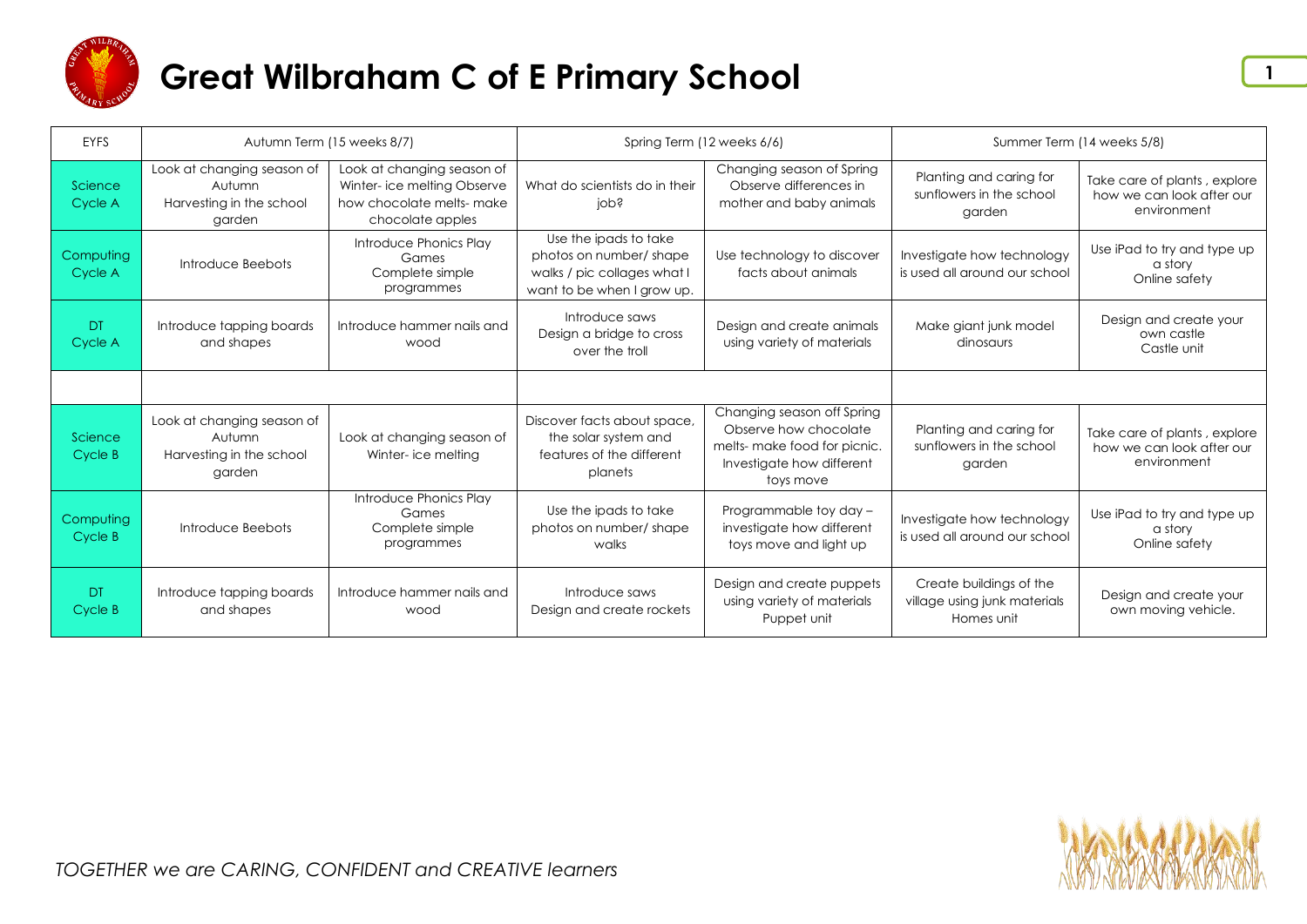# Great Wilbraham C of E Primary School

| EYFS | Autumn Term (15 weeks 8/7) | | Spring Term (12 weeks 6/6) | | Summer Term (14 weeks 5/8) | |
|---|---|---|---|---|---|---|
| Science Cycle A | Look at changing season of Autumn Harvesting in the school garden | Look at changing season of Winter- ice melting Observe how chocolate melts- make chocolate apples | What do scientists do in their job? | Changing season of Spring Observe differences in mother and baby animals | Planting and caring for sunflowers in the school garden | Take care of plants , explore how we can look after our environment |
| Computing Cycle A | Introduce Beebots | Introduce Phonics Play Games Complete simple programmes | Use the ipads to take photos on number/ shape walks / pic collages what I want to be when I grow up. | Use technology to discover facts about animals | Investigate how technology is used all around our school | Use iPad to try and type up a story Online safety |
| DT Cycle A | Introduce tapping boards and shapes | Introduce hammer nails and wood | Introduce saws Design a bridge to cross over the troll | Design and create animals using variety of materials | Make giant junk model dinosaurs | Design and create your own castle Castle unit |
| | | | | | | |
| Science Cycle B | Look at changing season of Autumn Harvesting in the school garden | Look at changing season of Winter- ice melting | Discover facts about space, the solar system and features of the different planets | Changing season off Spring Observe how chocolate melts- make food for picnic. Investigate how different toys move | Planting and caring for sunflowers in the school garden | Take care of plants , explore how we can look after our environment |
| Computing Cycle B | Introduce Beebots | Introduce Phonics Play Games Complete simple programmes | Use the ipads to take photos on number/ shape walks | Programmable toy day – investigate how different toys move and light up | Investigate how technology is used all around our school | Use iPad to try and type up a story Online safety |
| DT Cycle B | Introduce tapping boards and shapes | Introduce hammer nails and wood | Introduce saws Design and create rockets | Design and create puppets using variety of materials Puppet unit | Create buildings of the village using junk materials Homes unit | Design and create your own moving vehicle. |

*TOGETHER we are CARING, CONFIDENT and CREATIVE learners*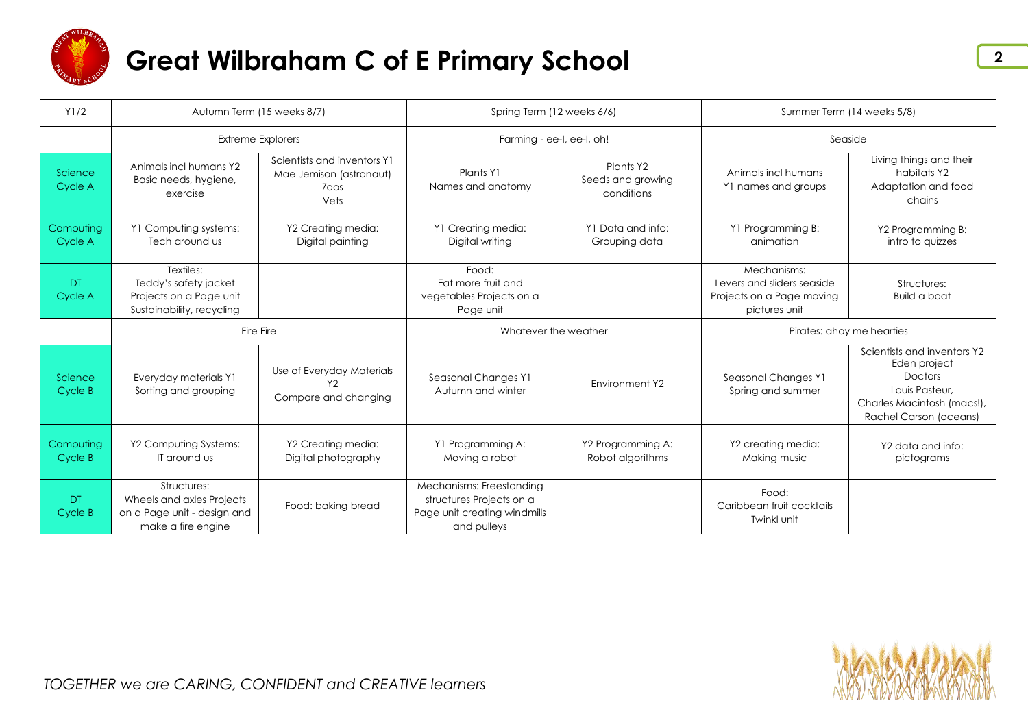# Great Wilbraham C of E Primary School

| Y1/2 | Autumn Term (15 weeks 8/7) | | Spring Term (12 weeks 6/6) | | Summer Term (14 weeks 5/8) | |
|---|---|---|---|---|---|---|
| | Extreme Explorers | | Farming - ee-I, ee-I, oh! | | Seaside | |
| Science Cycle A | Animals incl humans Y2 Basic needs, hygiene, exercise | Scientists and inventors Y1 Mae Jemison (astronaut) Zoos Vets | Plants Y1 Names and anatomy | Plants Y2 Seeds and growing conditions | Animals incl humans Y1 names and groups | Living things and their habitats Y2 Adaptation and food chains |
| Computing Cycle A | Y1 Computing systems: Tech around us | Y2 Creating media: Digital painting | Y1 Creating media: Digital writing | Y1 Data and info: Grouping data | Y1 Programming B: animation | Y2 Programming B: intro to quizzes |
| DT Cycle A | Textiles: Teddy's safety jacket Projects on a Page unit Sustainability, recycling | | Food: Eat more fruit and vegetables Projects on a Page unit | | Mechanisms: Levers and sliders seaside Projects on a Page moving pictures unit | Structures: Build a boat |
| | Fire Fire | | Whatever the weather | | Pirates: ahoy me hearties | |
| Science Cycle B | Everyday materials Y1 Sorting and grouping | Use of Everyday Materials Y2 Compare and changing | Seasonal Changes Y1 Autumn and winter | Environment Y2 | Seasonal Changes Y1 Spring and summer | Scientists and inventors Y2 Eden project Doctors Louis Pasteur, Charles Macintosh (macs!), Rachel Carson (oceans) |
| Computing Cycle B | Y2 Computing Systems: IT around us | Y2 Creating media: Digital photography | Y1 Programming A: Moving a robot | Y2 Programming A: Robot algorithms | Y2 creating media: Making music | Y2 data and info: pictograms |
| DT Cycle B | Structures: Wheels and axles Projects on a Page unit - design and make a fire engine | Food: baking bread | Mechanisms: Freestanding structures Projects on a Page unit creating windmills and pulleys | | Food: Caribbean fruit cocktails Twinkl unit | |

*TOGETHER we are CARING, CONFIDENT and CREATIVE learners*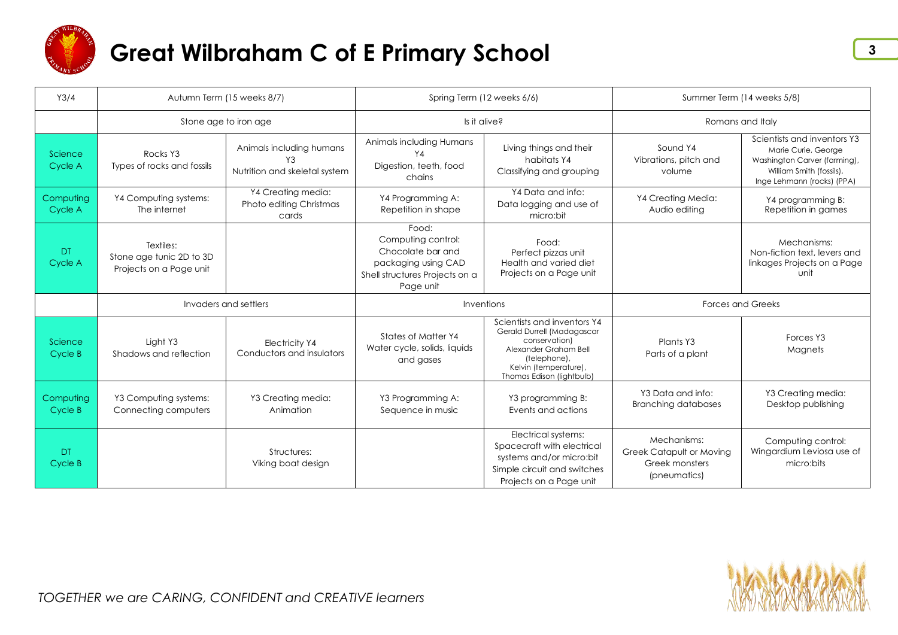# Great Wilbraham C of E Primary School

| Y3/4 | Autumn Term (15 weeks 8/7) | | Spring Term (12 weeks 6/6) | | Summer Term (14 weeks 5/8) | |
|---|---|---|---|---|---|---|
| | Stone age to iron age | | Is it alive? | | Romans and Italy | |
| Science Cycle A | Rocks Y3 Types of rocks and fossils | Animals including humans Y3 Nutrition and skeletal system | Animals including Humans Y4 Digestion, teeth, food chains | Living things and their habitats Y4 Classifying and grouping | Sound Y4 Vibrations, pitch and volume | Scientists and inventors Y3 Marie Curie, George Washington Carver (farming), William Smith (fossils), Inge Lehmann (rocks) (PPA) |
| Computing Cycle A | Y4 Computing systems: The internet | Y4 Creating media: Photo editing Christmas cards | Y4 Programming A: Repetition in shape | Y4 Data and info: Data logging and use of micro:bit | Y4 Creating Media: Audio editing | Y4 programming B: Repetition in games |
| DT Cycle A | Textiles: Stone age tunic 2D to 3D Projects on a Page unit | | Food: Computing control: Chocolate bar and packaging using CAD Shell structures Projects on a Page unit | Food: Perfect pizzas unit Health and varied diet Projects on a Page unit | | Mechanisms: Non-fiction text, levers and linkages Projects on a Page unit |
| | Invaders and settlers | | Inventions | | Forces and Greeks | |
| Science Cycle B | Light Y3 Shadows and reflection | Electricity Y4 Conductors and insulators | States of Matter Y4 Water cycle, solids, liquids and gases | Scientists and inventors Y4 Gerald Durrell (Madagascar conservation) Alexander Graham Bell (telephone), Kelvin (temperature), Thomas Edison (lightbulb) | Plants Y3 Parts of a plant | Forces Y3 Magnets |
| Computing Cycle B | Y3 Computing systems: Connecting computers | Y3 Creating media: Animation | Y3 Programming A: Sequence in music | Y3 programming B: Events and actions | Y3 Data and info: Branching databases | Y3 Creating media: Desktop publishing |
| DT Cycle B | | Structures: Viking boat design | | Electrical systems: Spacecraft with electrical systems and/or micro:bit Simple circuit and switches Projects on a Page unit | Mechanisms: Greek Catapult or Moving Greek monsters (pneumatics) | Computing control: Wingardium Leviosa use of micro:bits |

*TOGETHER we are CARING, CONFIDENT and CREATIVE learners*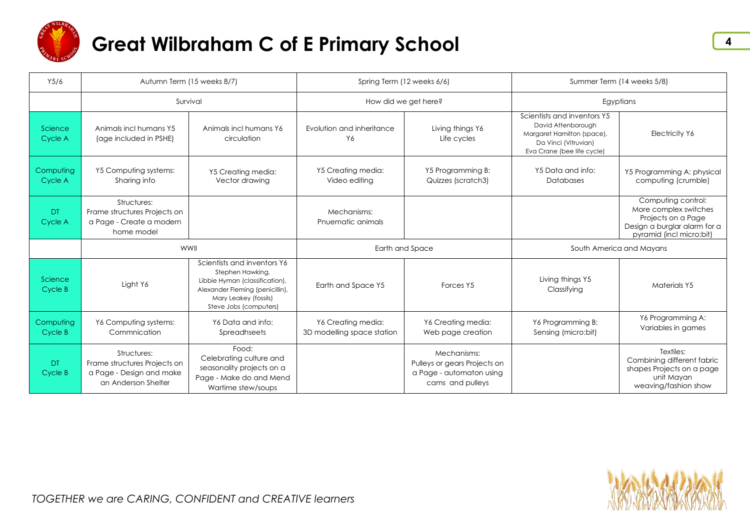// Great Wilbraham C of E Primary School

| Y5/6 | Autumn Term (15 weeks 8/7) | | Spring Term (12 weeks 6/6) | | Summer Term (14 weeks 5/8) | |
|---|---|---|---|---|---|---|
| | Survival | | How did we get here? | | Egyptians | |
| Science Cycle A | Animals incl humans Y5 (age included in PSHE) | Animals incl humans Y6 circulation | Evolution and inheritance Y6 | Living things Y6 Life cycles | Scientists and inventors Y5 David Attenborough Margaret Hamilton (space), Da Vinci (Vitruvian) Eva Crane (bee life cycle) | Electricity Y6 |
| Computing Cycle A | Y5 Computing systems: Sharing info | Y5 Creating media: Vector drawing | Y5 Creating media: Video editing | Y5 Programming B: Quizzes (scratch3) | Y5 Data and info: Databases | Y5 Programming A: physical computing (crumble) |
| DT Cycle A | Structures: Frame structures Projects on a Page - Create a modern home model | | Mechanisms: Pnuematic animals | | | Computing control: More complex switches Projects on a Page Design a burglar alarm for a pyramid (incl micro:bit) |
| | WWII | | Earth and Space | | South America and Mayans | |
| Science Cycle B | Light Y6 | Scientists and inventors Y6 Stephen Hawking, Libbie Hyman (classification), Alexander Fleming (penicillin), Mary Leakey (fossils) Steve Jobs (computers) | Earth and Space Y5 | Forces Y5 | Living things Y5 Classifying | Materials Y5 |
| Computing Cycle B | Y6 Computing systems: Commnication | Y6 Data and info: Spreadhseets | Y6 Creating media: 3D modelling space station | Y6 Creating media: Web page creation | Y6 Programming B: Sensing (micro:bit) | Y6 Programming A: Variables in games |
| DT Cycle B | Structures: Frame structures Projects on a Page - Design and make an Anderson Shelter | Food: Celebrating culture and seasonality projects on a Page - Make do and Mend Wartime stew/soups | | Mechanisms: Pulleys or gears Projects on a Page - automaton using cams and pulleys | | Textiles: Combining different fabric shapes Projects on a page unit Mayan weaving/fashion show |

*TOGETHER we are CARING, CONFIDENT and CREATIVE learners*